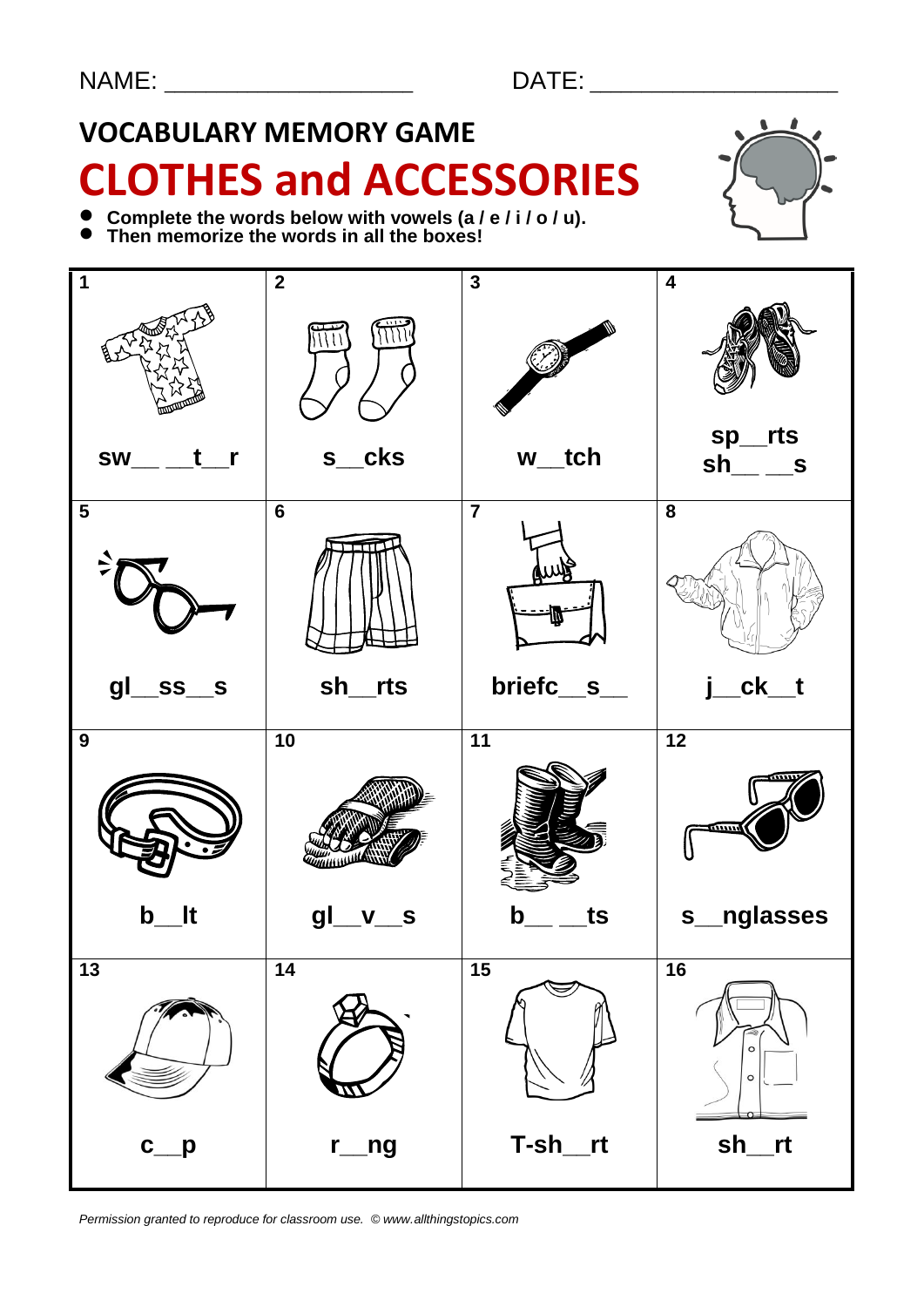NAME: ___________________ DATE: ___________________

## VOCABULARY MEMORY GAME

# CLOTHES and ACCESSORIES

- **Complete the words below with vowels (a / e / i / o / u).**
- **Then memorize the words in all the boxes!**

| 1 | 2 | 3 | 4 |
|---|---|---|---|
| **sw__ __t__r** | **s__cks** | **w__tch** | **sp__rts sh__ __s** |
| **5** | **6** | **7** | **8** |
| **gl__ss__s** | **sh__rts** | **briefc__s__** | **j__ck__t** |
| **9** | **10** | **11** | **12** |
| **b__lt** | **gl__v__s** | **b__ __ts** | **s__nglasses** |
| **13** | **14** | **15** | **16** |
| **c__p** | **r__ng** | **T-sh__rt** | **sh__rt** |

*Permission granted to reproduce for classroom use. © www.allthingstopics.com*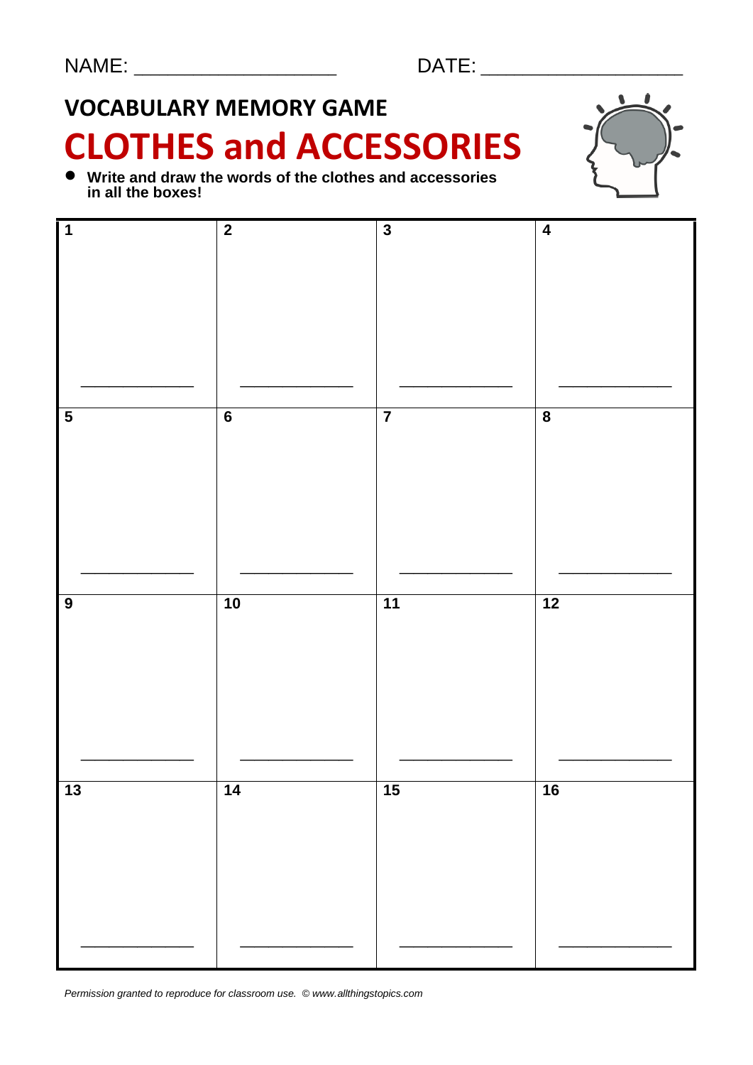NAME: ____________________ DATE: ____________________

## VOCABULARY MEMORY GAME

# CLOTHES and ACCESSORIES

- **Write and draw the words of the clothes and accessories in all the boxes!**

| **1** | **2** | **3** | **4** |
|---|---|---|---|
| ______________ | ______________ | ______________ | ______________ |
| **5** | **6** | **7** | **8** |
| ______________ | ______________ | ______________ | ______________ |
| **9** | **10** | **11** | **12** |
| ______________ | ______________ | ______________ | ______________ |
| **13** | **14** | **15** | **16** |
| ______________ | ______________ | ______________ | ______________ |

*Permission granted to reproduce for classroom use. © www.allthingstopics.com*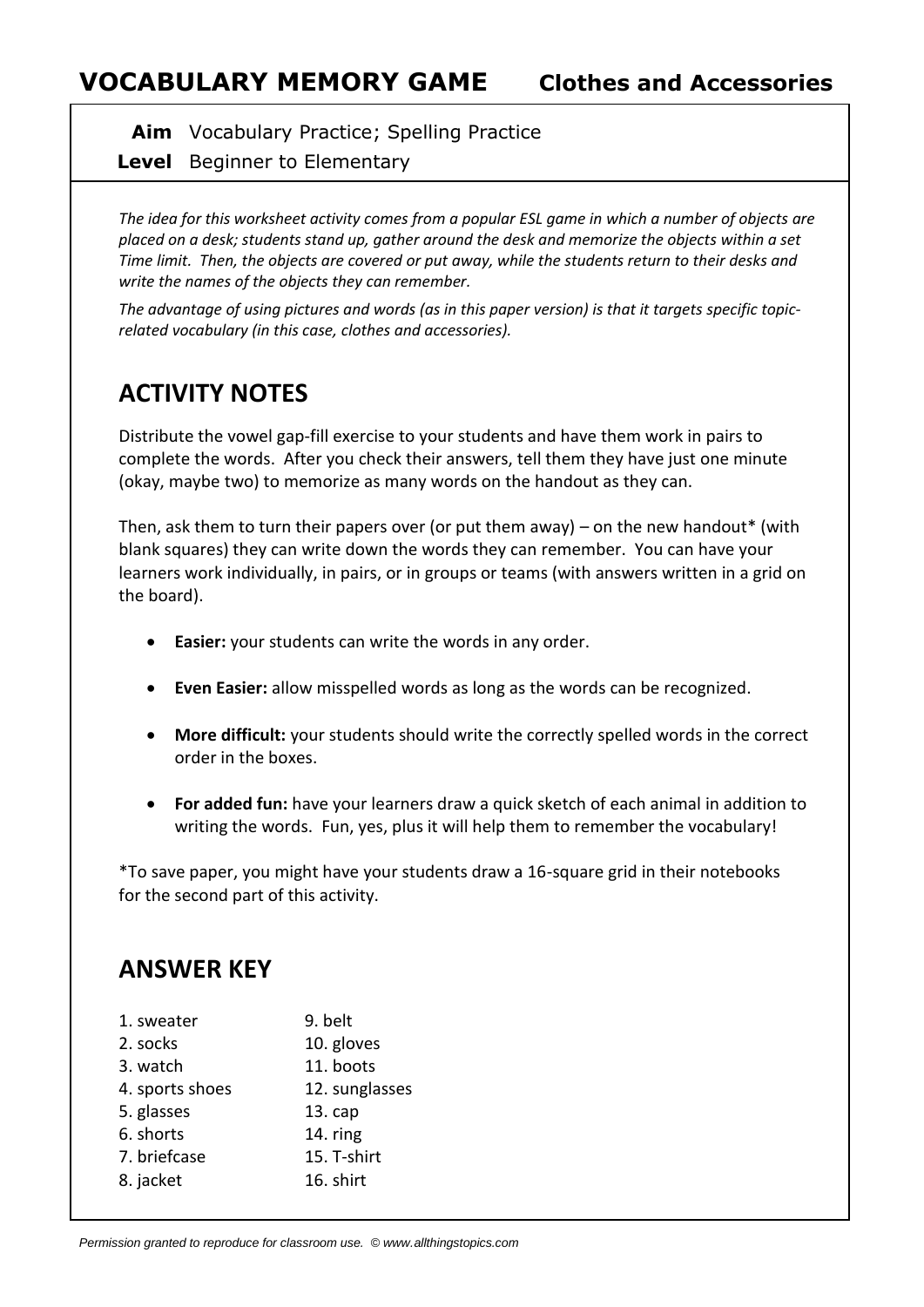# VOCABULARY MEMORY GAME — Clothes and Accessories

**Aim** Vocabulary Practice; Spelling Practice

**Level** Beginner to Elementary

*The idea for this worksheet activity comes from a popular ESL game in which a number of objects are placed on a desk; students stand up, gather around the desk and memorize the objects within a set Time limit. Then, the objects are covered or put away, while the students return to their desks and write the names of the objects they can remember.*

*The advantage of using pictures and words (as in this paper version) is that it targets specific topic-related vocabulary (in this case, clothes and accessories).*

## ACTIVITY NOTES

Distribute the vowel gap-fill exercise to your students and have them work in pairs to complete the words. After you check their answers, tell them they have just one minute (okay, maybe two) to memorize as many words on the handout as they can.

Then, ask them to turn their papers over (or put them away) – on the new handout* (with blank squares) they can write down the words they can remember. You can have your learners work individually, in pairs, or in groups or teams (with answers written in a grid on the board).

- **Easier:** your students can write the words in any order.
- **Even Easier:** allow misspelled words as long as the words can be recognized.
- **More difficult:** your students should write the correctly spelled words in the correct order in the boxes.
- **For added fun:** have your learners draw a quick sketch of each animal in addition to writing the words. Fun, yes, plus it will help them to remember the vocabulary!

*To save paper, you might have your students draw a 16-square grid in their notebooks for the second part of this activity.

## ANSWER KEY

1. sweater
2. socks
3. watch
4. sports shoes
5. glasses
6. shorts
7. briefcase
8. jacket
9. belt
10. gloves
11. boots
12. sunglasses
13. cap
14. ring
15. T-shirt
16. shirt

*Permission granted to reproduce for classroom use. © www.allthingstopics.com*